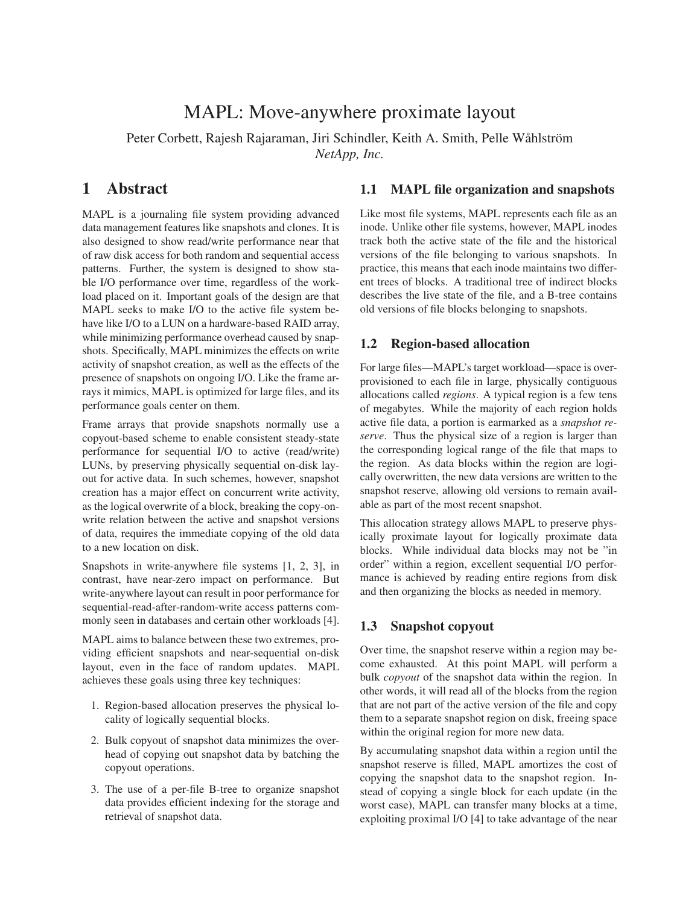# MAPL: Move-anywhere proximate layout

Peter Corbett, Rajesh Rajaraman, Jiri Schindler, Keith A. Smith, Pelle Wåhlström
*NetApp, Inc.*

## 1 Abstract

MAPL is a journaling file system providing advanced data management features like snapshots and clones. It is also designed to show read/write performance near that of raw disk access for both random and sequential access patterns. Further, the system is designed to show stable I/O performance over time, regardless of the workload placed on it. Important goals of the design are that MAPL seeks to make I/O to the active file system behave like I/O to a LUN on a hardware-based RAID array, while minimizing performance overhead caused by snapshots. Specifically, MAPL minimizes the effects on write activity of snapshot creation, as well as the effects of the presence of snapshots on ongoing I/O. Like the frame arrays it mimics, MAPL is optimized for large files, and its performance goals center on them.

Frame arrays that provide snapshots normally use a copyout-based scheme to enable consistent steady-state performance for sequential I/O to active (read/write) LUNs, by preserving physically sequential on-disk layout for active data. In such schemes, however, snapshot creation has a major effect on concurrent write activity, as the logical overwrite of a block, breaking the copy-on-write relation between the active and snapshot versions of data, requires the immediate copying of the old data to a new location on disk.

Snapshots in write-anywhere file systems [1, 2, 3], in contrast, have near-zero impact on performance. But write-anywhere layout can result in poor performance for sequential-read-after-random-write access patterns commonly seen in databases and certain other workloads [4].

MAPL aims to balance between these two extremes, providing efficient snapshots and near-sequential on-disk layout, even in the face of random updates. MAPL achieves these goals using three key techniques:

1. Region-based allocation preserves the physical locality of logically sequential blocks.
2. Bulk copyout of snapshot data minimizes the overhead of copying out snapshot data by batching the copyout operations.
3. The use of a per-file B-tree to organize snapshot data provides efficient indexing for the storage and retrieval of snapshot data.

### 1.1 MAPL file organization and snapshots

Like most file systems, MAPL represents each file as an inode. Unlike other file systems, however, MAPL inodes track both the active state of the file and the historical versions of the file belonging to various snapshots. In practice, this means that each inode maintains two different trees of blocks. A traditional tree of indirect blocks describes the live state of the file, and a B-tree contains old versions of file blocks belonging to snapshots.

### 1.2 Region-based allocation

For large files—MAPL's target workload—space is over-provisioned to each file in large, physically contiguous allocations called *regions*. A typical region is a few tens of megabytes. While the majority of each region holds active file data, a portion is earmarked as a *snapshot reserve*. Thus the physical size of a region is larger than the corresponding logical range of the file that maps to the region. As data blocks within the region are logically overwritten, the new data versions are written to the snapshot reserve, allowing old versions to remain available as part of the most recent snapshot.

This allocation strategy allows MAPL to preserve physically proximate layout for logically proximate data blocks. While individual data blocks may not be "in order" within a region, excellent sequential I/O performance is achieved by reading entire regions from disk and then organizing the blocks as needed in memory.

### 1.3 Snapshot copyout

Over time, the snapshot reserve within a region may become exhausted. At this point MAPL will perform a bulk *copyout* of the snapshot data within the region. In other words, it will read all of the blocks from the region that are not part of the active version of the file and copy them to a separate snapshot region on disk, freeing space within the original region for more new data.

By accumulating snapshot data within a region until the snapshot reserve is filled, MAPL amortizes the cost of copying the snapshot data to the snapshot region. Instead of copying a single block for each update (in the worst case), MAPL can transfer many blocks at a time, exploiting proximal I/O [4] to take advantage of the near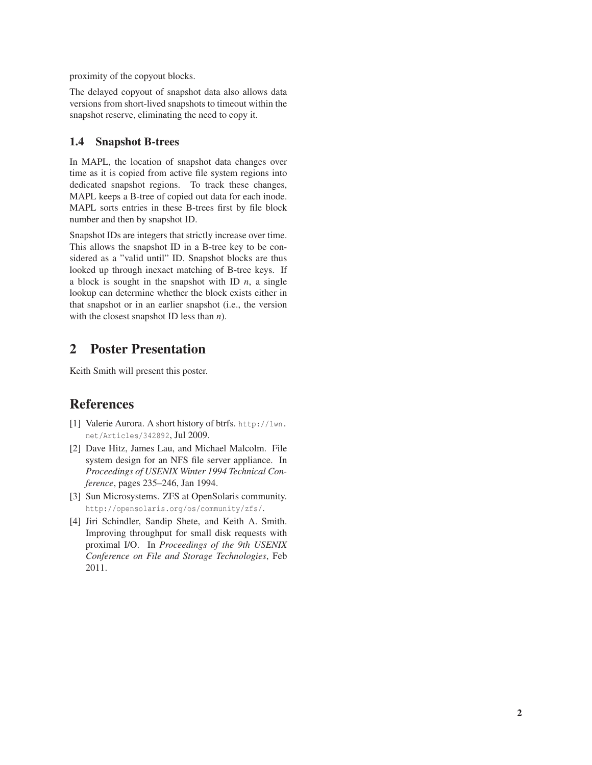proximity of the copyout blocks.

The delayed copyout of snapshot data also allows data versions from short-lived snapshots to timeout within the snapshot reserve, eliminating the need to copy it.

### 1.4 Snapshot B-trees

In MAPL, the location of snapshot data changes over time as it is copied from active file system regions into dedicated snapshot regions. To track these changes, MAPL keeps a B-tree of copied out data for each inode. MAPL sorts entries in these B-trees first by file block number and then by snapshot ID.

Snapshot IDs are integers that strictly increase over time. This allows the snapshot ID in a B-tree key to be considered as a "valid until" ID. Snapshot blocks are thus looked up through inexact matching of B-tree keys. If a block is sought in the snapshot with ID $n$, a single lookup can determine whether the block exists either in that snapshot or in an earlier snapshot (i.e., the version with the closest snapshot ID less than $n$).

## 2 Poster Presentation

Keith Smith will present this poster.

## References

[1] Valerie Aurora. A short history of btrfs. `http://lwn.net/Articles/342892`, Jul 2009.

[2] Dave Hitz, James Lau, and Michael Malcolm. File system design for an NFS file server appliance. In *Proceedings of USENIX Winter 1994 Technical Conference*, pages 235–246, Jan 1994.

[3] Sun Microsystems. ZFS at OpenSolaris community. `http://opensolaris.org/os/community/zfs/`.

[4] Jiri Schindler, Sandip Shete, and Keith A. Smith. Improving throughput for small disk requests with proximal I/O. In *Proceedings of the 9th USENIX Conference on File and Storage Technologies*, Feb 2011.